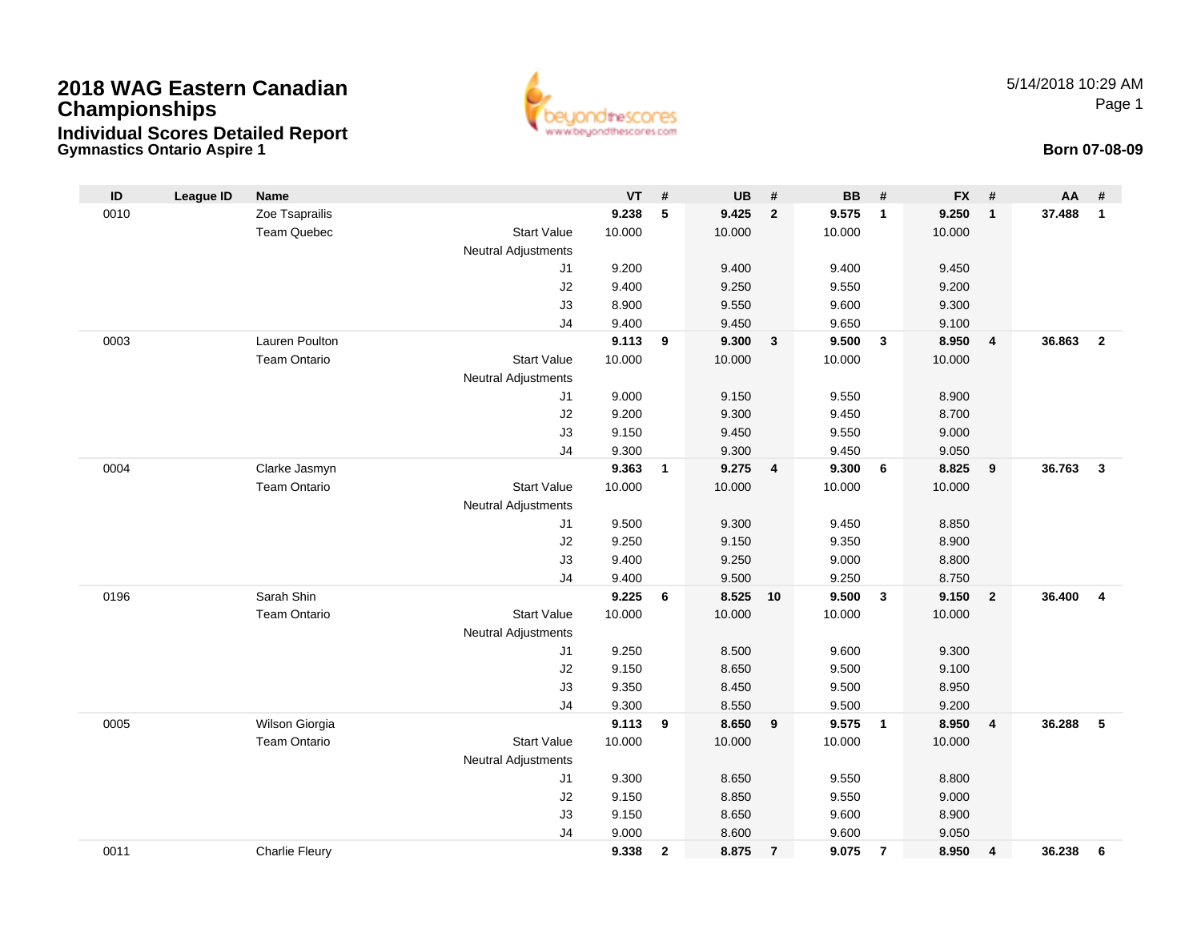# 2018 WAG Eastern Canadian Championships

## Individual Scores Detailed Report

### Gymnastics Ontario Aspire 1

5/14/2018 10:29 AM

**Born 07-08-09**

| ID | League ID | Name | | VT | # | UB | # | BB | # | FX | # | AA | # |
|---|---|---|---|---|---|---|---|---|---|---|---|---|---|
| 0010 | | Zoe Tsaprailis | | **9.238** | **5** | **9.425** | **2** | **9.575** | **1** | **9.250** | **1** | **37.488** | **1** |
| | | Team Quebec | Start Value | 10.000 | | 10.000 | | 10.000 | | 10.000 | | | |
| | | | Neutral Adjustments | | | | | | | | | | |
| | | | J1 | 9.200 | | 9.400 | | 9.400 | | 9.450 | | | |
| | | | J2 | 9.400 | | 9.250 | | 9.550 | | 9.200 | | | |
| | | | J3 | 8.900 | | 9.550 | | 9.600 | | 9.300 | | | |
| | | | J4 | 9.400 | | 9.450 | | 9.650 | | 9.100 | | | |
| 0003 | | Lauren Poulton | | **9.113** | **9** | **9.300** | **3** | **9.500** | **3** | **8.950** | **4** | **36.863** | **2** |
| | | Team Ontario | Start Value | 10.000 | | 10.000 | | 10.000 | | 10.000 | | | |
| | | | Neutral Adjustments | | | | | | | | | | |
| | | | J1 | 9.000 | | 9.150 | | 9.550 | | 8.900 | | | |
| | | | J2 | 9.200 | | 9.300 | | 9.450 | | 8.700 | | | |
| | | | J3 | 9.150 | | 9.450 | | 9.550 | | 9.000 | | | |
| | | | J4 | 9.300 | | 9.300 | | 9.450 | | 9.050 | | | |
| 0004 | | Clarke Jasmyn | | **9.363** | **1** | **9.275** | **4** | **9.300** | **6** | **8.825** | **9** | **36.763** | **3** |
| | | Team Ontario | Start Value | 10.000 | | 10.000 | | 10.000 | | 10.000 | | | |
| | | | Neutral Adjustments | | | | | | | | | | |
| | | | J1 | 9.500 | | 9.300 | | 9.450 | | 8.850 | | | |
| | | | J2 | 9.250 | | 9.150 | | 9.350 | | 8.900 | | | |
| | | | J3 | 9.400 | | 9.250 | | 9.000 | | 8.800 | | | |
| | | | J4 | 9.400 | | 9.500 | | 9.250 | | 8.750 | | | |
| 0196 | | Sarah Shin | | **9.225** | **6** | **8.525** | **10** | **9.500** | **3** | **9.150** | **2** | **36.400** | **4** |
| | | Team Ontario | Start Value | 10.000 | | 10.000 | | 10.000 | | 10.000 | | | |
| | | | Neutral Adjustments | | | | | | | | | | |
| | | | J1 | 9.250 | | 8.500 | | 9.600 | | 9.300 | | | |
| | | | J2 | 9.150 | | 8.650 | | 9.500 | | 9.100 | | | |
| | | | J3 | 9.350 | | 8.450 | | 9.500 | | 8.950 | | | |
| | | | J4 | 9.300 | | 8.550 | | 9.500 | | 9.200 | | | |
| 0005 | | Wilson Giorgia | | **9.113** | **9** | **8.650** | **9** | **9.575** | **1** | **8.950** | **4** | **36.288** | **5** |
| | | Team Ontario | Start Value | 10.000 | | 10.000 | | 10.000 | | 10.000 | | | |
| | | | Neutral Adjustments | | | | | | | | | | |
| | | | J1 | 9.300 | | 8.650 | | 9.550 | | 8.800 | | | |
| | | | J2 | 9.150 | | 8.850 | | 9.550 | | 9.000 | | | |
| | | | J3 | 9.150 | | 8.650 | | 9.600 | | 8.900 | | | |
| | | | J4 | 9.000 | | 8.600 | | 9.600 | | 9.050 | | | |
| 0011 | | Charlie Fleury | | **9.338** | **2** | **8.875** | **7** | **9.075** | **7** | **8.950** | **4** | **36.238** | **6** |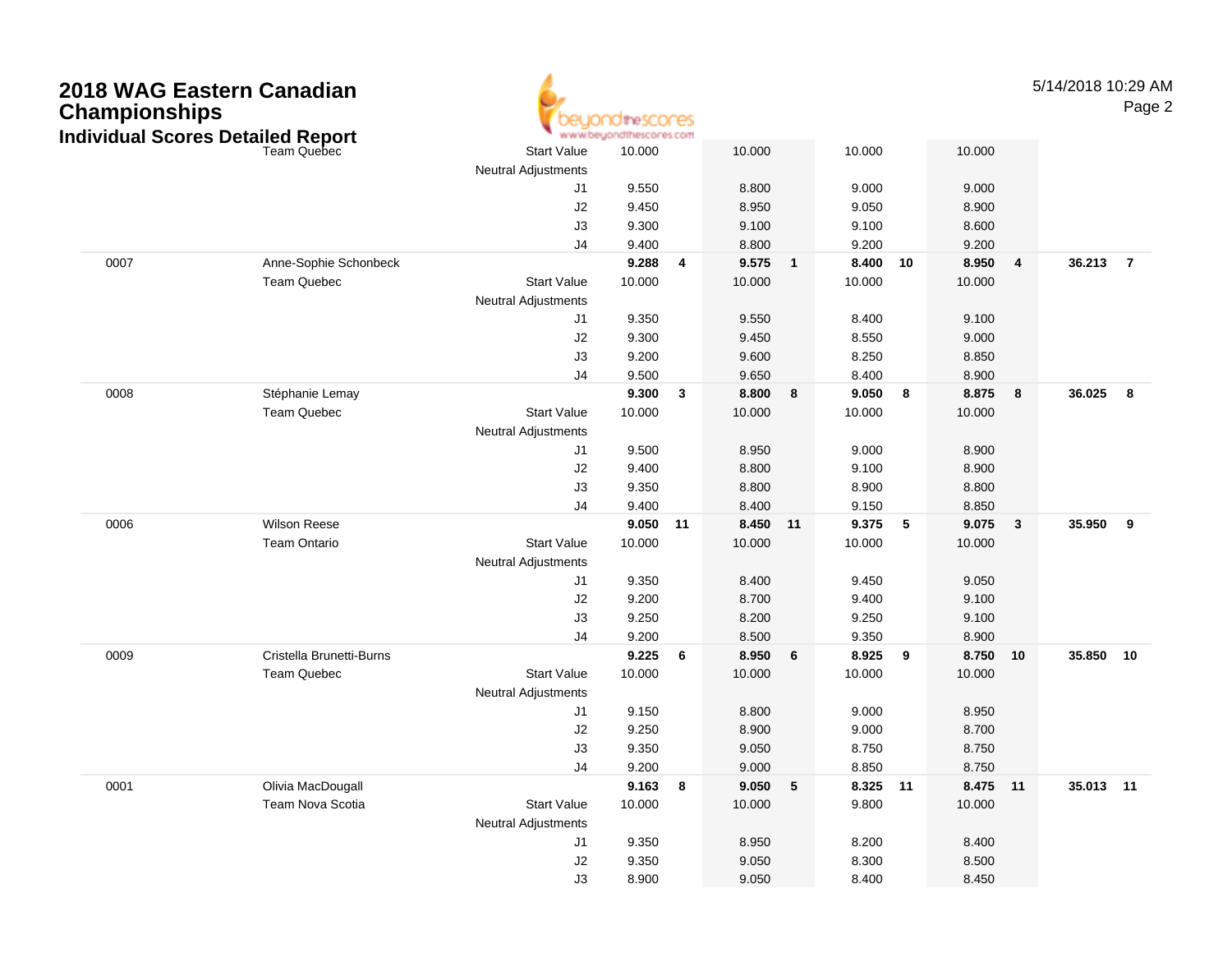# 2018 WAG Eastern Canadian Championships

## Individual Scores Detailed Report

| Num | Name / Team | | Vault | Rank | Bars | Rank | Beam | Rank | Floor | Rank | AA | Rank |
|---|---|---|---|---|---|---|---|---|---|---|---|---|
| | Team Quebec | Start Value | 10.000 | | 10.000 | | 10.000 | | 10.000 | | | |
| | | Neutral Adjustments | | | | | | | | | | |
| | | J1 | 9.550 | | 8.800 | | 9.000 | | 9.000 | | | |
| | | J2 | 9.450 | | 8.950 | | 9.050 | | 8.900 | | | |
| | | J3 | 9.300 | | 9.100 | | 9.100 | | 8.600 | | | |
| | | J4 | 9.400 | | 8.800 | | 9.200 | | 9.200 | | | |
| 0007 | Anne-Sophie Schonbeck | | **9.288** | **4** | **9.575** | **1** | **8.400** | **10** | **8.950** | **4** | **36.213** | **7** |
| | Team Quebec | Start Value | 10.000 | | 10.000 | | 10.000 | | 10.000 | | | |
| | | Neutral Adjustments | | | | | | | | | | |
| | | J1 | 9.350 | | 9.550 | | 8.400 | | 9.100 | | | |
| | | J2 | 9.300 | | 9.450 | | 8.550 | | 9.000 | | | |
| | | J3 | 9.200 | | 9.600 | | 8.250 | | 8.850 | | | |
| | | J4 | 9.500 | | 9.650 | | 8.400 | | 8.900 | | | |
| 0008 | Stéphanie Lemay | | **9.300** | **3** | **8.800** | **8** | **9.050** | **8** | **8.875** | **8** | **36.025** | **8** |
| | Team Quebec | Start Value | 10.000 | | 10.000 | | 10.000 | | 10.000 | | | |
| | | Neutral Adjustments | | | | | | | | | | |
| | | J1 | 9.500 | | 8.950 | | 9.000 | | 8.900 | | | |
| | | J2 | 9.400 | | 8.800 | | 9.100 | | 8.900 | | | |
| | | J3 | 9.350 | | 8.800 | | 8.900 | | 8.800 | | | |
| | | J4 | 9.400 | | 8.400 | | 9.150 | | 8.850 | | | |
| 0006 | Wilson Reese | | **9.050** | **11** | **8.450** | **11** | **9.375** | **5** | **9.075** | **3** | **35.950** | **9** |
| | Team Ontario | Start Value | 10.000 | | 10.000 | | 10.000 | | 10.000 | | | |
| | | Neutral Adjustments | | | | | | | | | | |
| | | J1 | 9.350 | | 8.400 | | 9.450 | | 9.050 | | | |
| | | J2 | 9.200 | | 8.700 | | 9.400 | | 9.100 | | | |
| | | J3 | 9.250 | | 8.200 | | 9.250 | | 9.100 | | | |
| | | J4 | 9.200 | | 8.500 | | 9.350 | | 8.900 | | | |
| 0009 | Cristella Brunetti-Burns | | **9.225** | **6** | **8.950** | **6** | **8.925** | **9** | **8.750** | **10** | **35.850** | **10** |
| | Team Quebec | Start Value | 10.000 | | 10.000 | | 10.000 | | 10.000 | | | |
| | | Neutral Adjustments | | | | | | | | | | |
| | | J1 | 9.150 | | 8.800 | | 9.000 | | 8.950 | | | |
| | | J2 | 9.250 | | 8.900 | | 9.000 | | 8.700 | | | |
| | | J3 | 9.350 | | 9.050 | | 8.750 | | 8.750 | | | |
| | | J4 | 9.200 | | 9.000 | | 8.850 | | 8.750 | | | |
| 0001 | Olivia MacDougall | | **9.163** | **8** | **9.050** | **5** | **8.325** | **11** | **8.475** | **11** | **35.013** | **11** |
| | Team Nova Scotia | Start Value | 10.000 | | 10.000 | | 9.800 | | 10.000 | | | |
| | | Neutral Adjustments | | | | | | | | | | |
| | | J1 | 9.350 | | 8.950 | | 8.200 | | 8.400 | | | |
| | | J2 | 9.350 | | 9.050 | | 8.300 | | 8.500 | | | |
| | | J3 | 8.900 | | 9.050 | | 8.400 | | 8.450 | | | |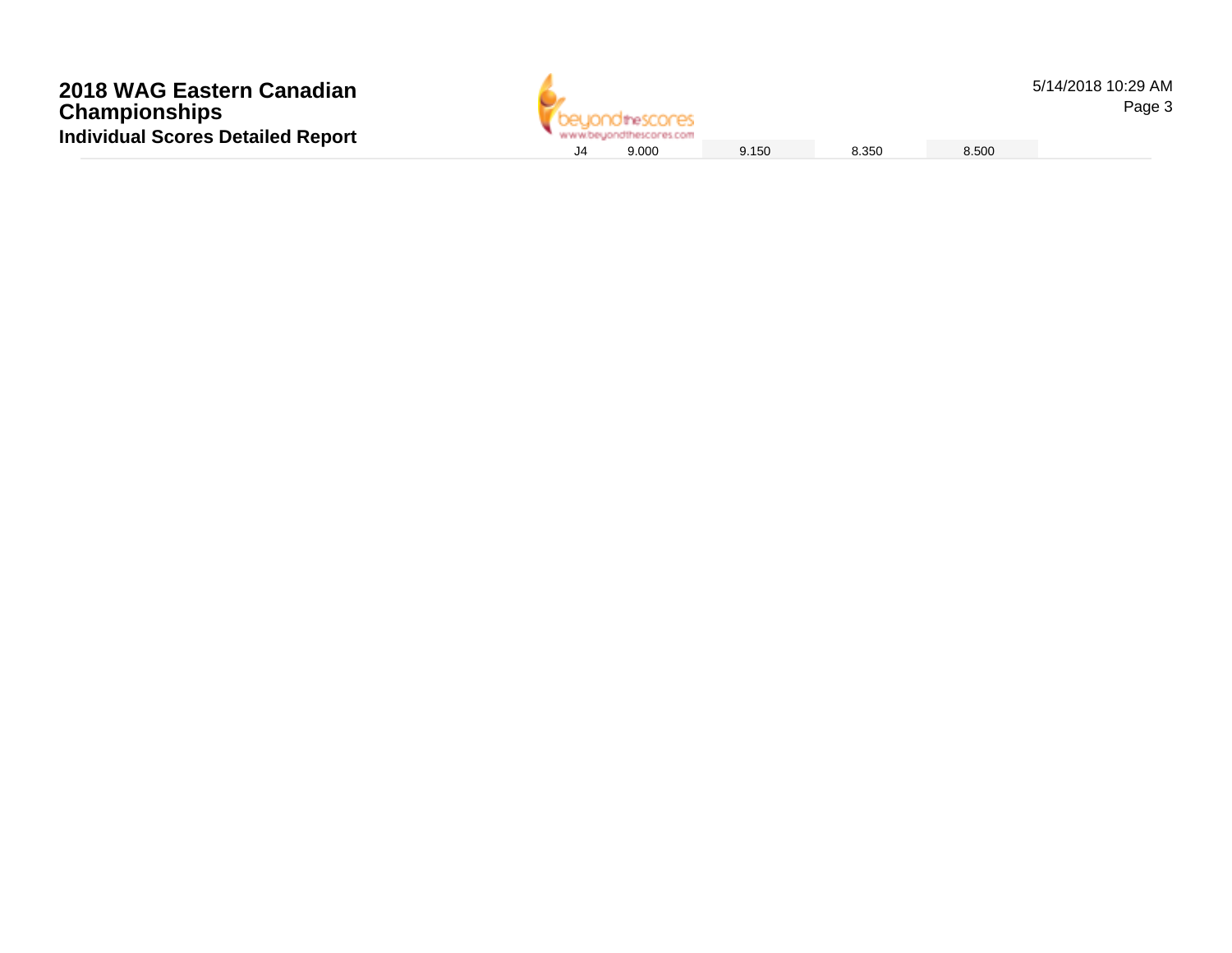| | | | | |
|---|---|---|---|---|
| J4 | 9.000 | 9.150 | 8.350 | 8.500 |